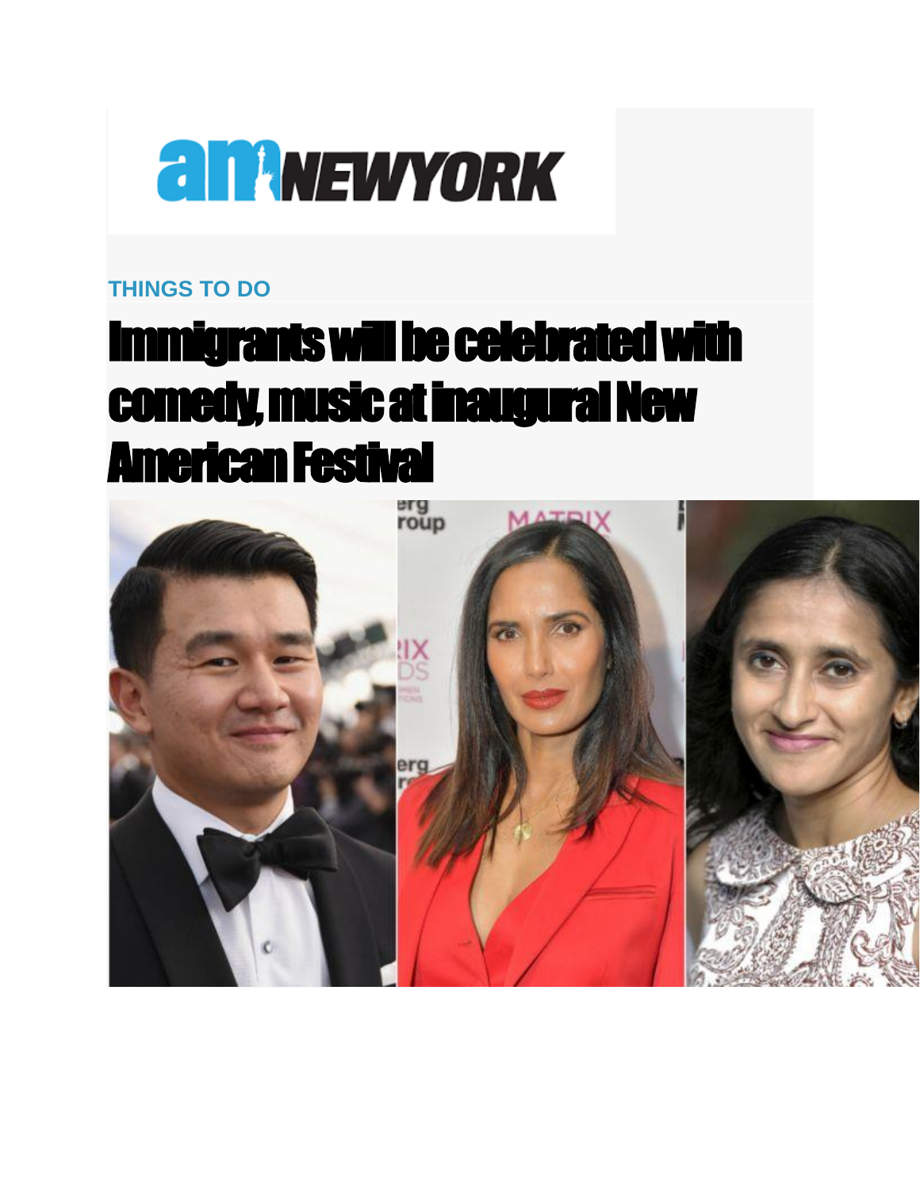THINGS TO DO

# Immigrants will be celebrated with comedy, music at inaugural New American Festival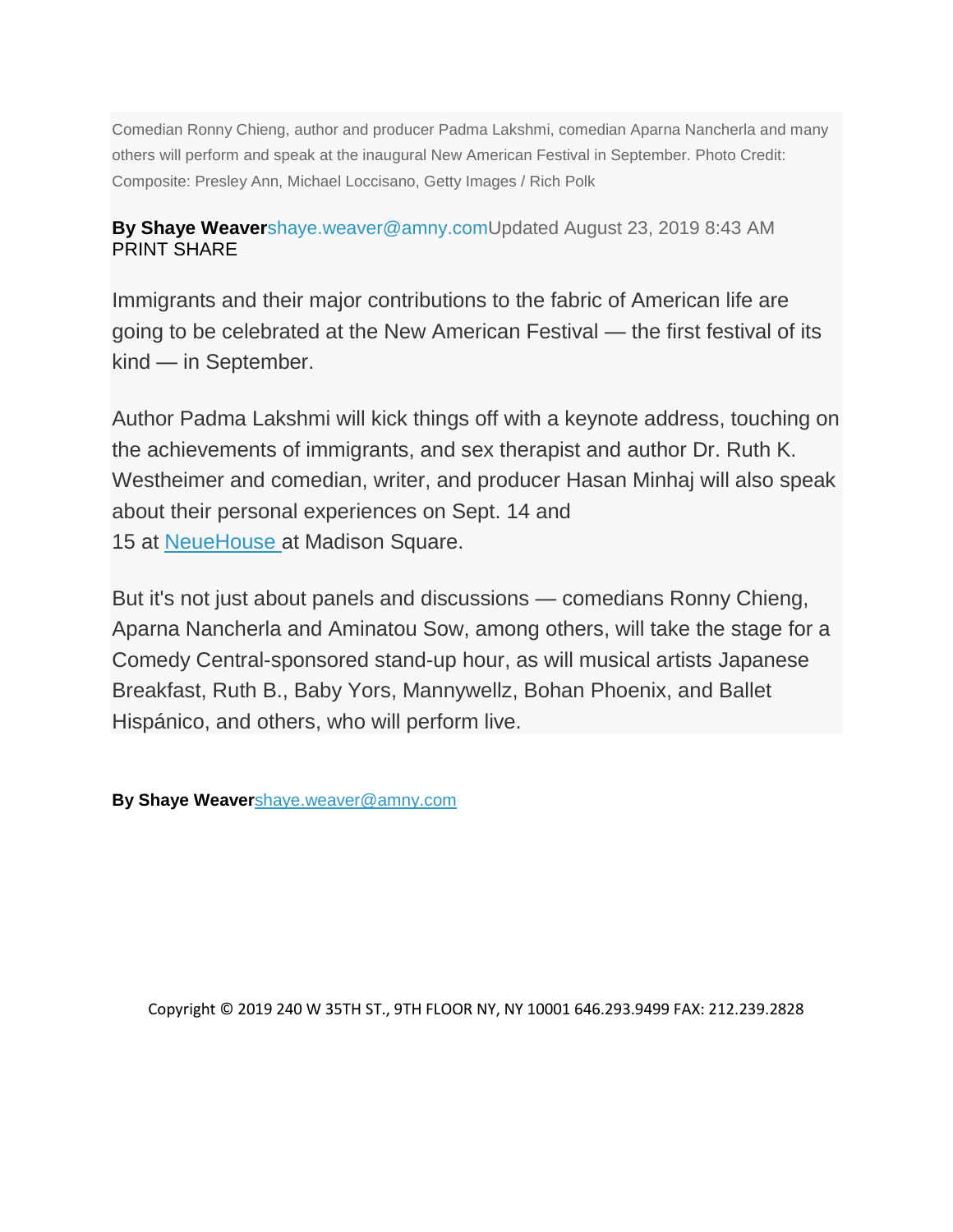Comedian Ronny Chieng, author and producer Padma Lakshmi, comedian Aparna Nancherla and many others will perform and speak at the inaugural New American Festival in September. Photo Credit: Composite: Presley Ann, Michael Loccisano, Getty Images / Rich Polk

**By Shaye Weaver**shaye.weaver@amny.comUpdated August 23, 2019 8:43 AM
PRINT SHARE

Immigrants and their major contributions to the fabric of American life are going to be celebrated at the New American Festival — the first festival of its kind — in September.

Author Padma Lakshmi will kick things off with a keynote address, touching on the achievements of immigrants, and sex therapist and author Dr. Ruth K. Westheimer and comedian, writer, and producer Hasan Minhaj will also speak about their personal experiences on Sept. 14 and 15 at NeueHouse at Madison Square.

But it's not just about panels and discussions — comedians Ronny Chieng, Aparna Nancherla and Aminatou Sow, among others, will take the stage for a Comedy Central-sponsored stand-up hour, as will musical artists Japanese Breakfast, Ruth B., Baby Yors, Mannywellz, Bohan Phoenix, and Ballet Hispánico, and others, who will perform live.

**By Shaye Weaver**shaye.weaver@amny.com

Copyright © 2019 240 W 35TH ST., 9TH FLOOR NY, NY 10001 646.293.9499 FAX: 212.239.2828